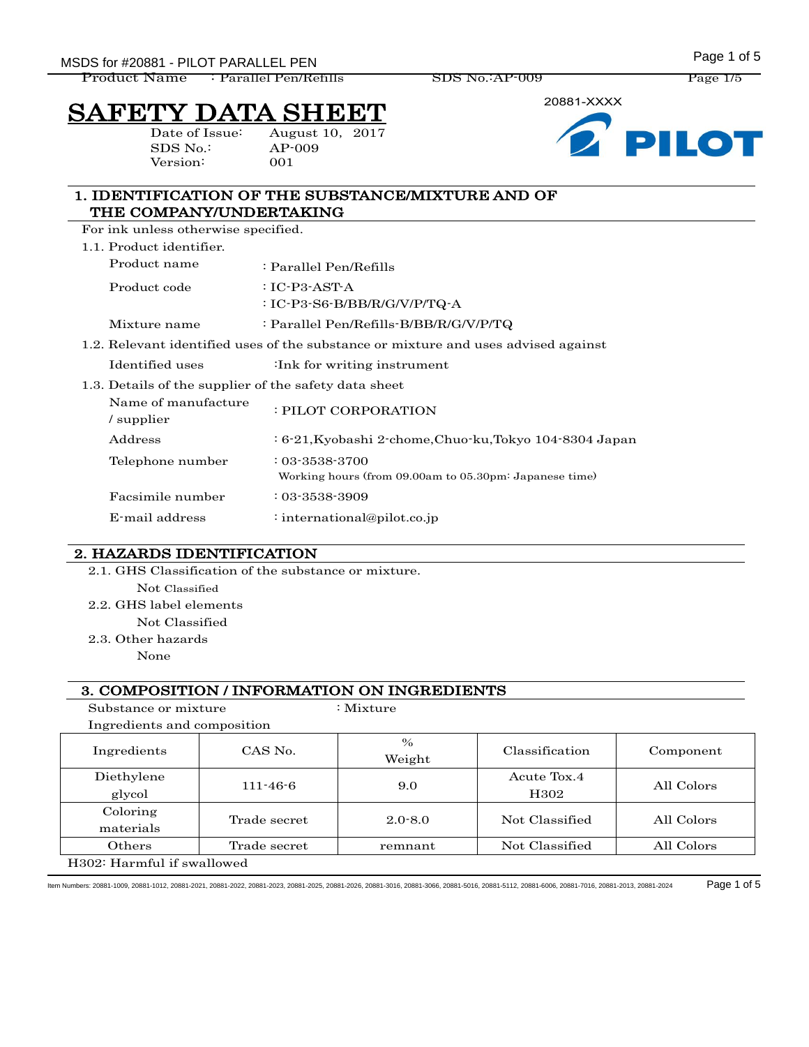# SAFETY DATA SHEET

Date of Issue: August 10, 2017
SDS No.: AP-009
Version: 001

20881-XXXX

## 1. IDENTIFICATION OF THE SUBSTANCE/MIXTURE AND OF THE COMPANY/UNDERTAKING

For ink unless otherwise specified.

1.1. Product identifier.

| | |
|---|---|
| Product name | : Parallel Pen/Refills |
| Product code | : IC-P3-AST-A<br>: IC-P3-S6-B/BB/R/G/V/P/TQ-A |
| Mixture name | : Parallel Pen/Refills-B/BB/R/G/V/P/TQ |

1.2. Relevant identified uses of the substance or mixture and uses advised against

| | |
|---|---|
| Identified uses | :Ink for writing instrument |

1.3. Details of the supplier of the safety data sheet

| | |
|---|---|
| Name of manufacture / supplier | : PILOT CORPORATION |
| Address | : 6-21,Kyobashi 2-chome,Chuo-ku,Tokyo 104-8304 Japan |
| Telephone number | : 03-3538-3700<br>Working hours (from 09.00am to 05.30pm: Japanese time) |
| Facsimile number | : 03-3538-3909 |
| E-mail address | : international@pilot.co.jp |

## 2. HAZARDS IDENTIFICATION

2.1. GHS Classification of the substance or mixture.

Not Classified

2.2. GHS label elements

Not Classified

2.3. Other hazards

None

## 3. COMPOSITION / INFORMATION ON INGREDIENTS

Substance or mixture : Mixture

Ingredients and composition

| Ingredients | CAS No. | % Weight | Classification | Component |
|---|---|---|---|---|
| Diethylene glycol | 111-46-6 | 9.0 | Acute Tox.4 H302 | All Colors |
| Coloring materials | Trade secret | 2.0-8.0 | Not Classified | All Colors |
| Others | Trade secret | remnant | Not Classified | All Colors |

H302: Harmful if swallowed

Item Numbers: 20881-1009, 20881-1012, 20881-2021, 20881-2022, 20881-2023, 20881-2025, 20881-2026, 20881-3016, 20881-3066, 20881-5016, 20881-5112, 20881-6006, 20881-7016, 20881-2013, 20881-2024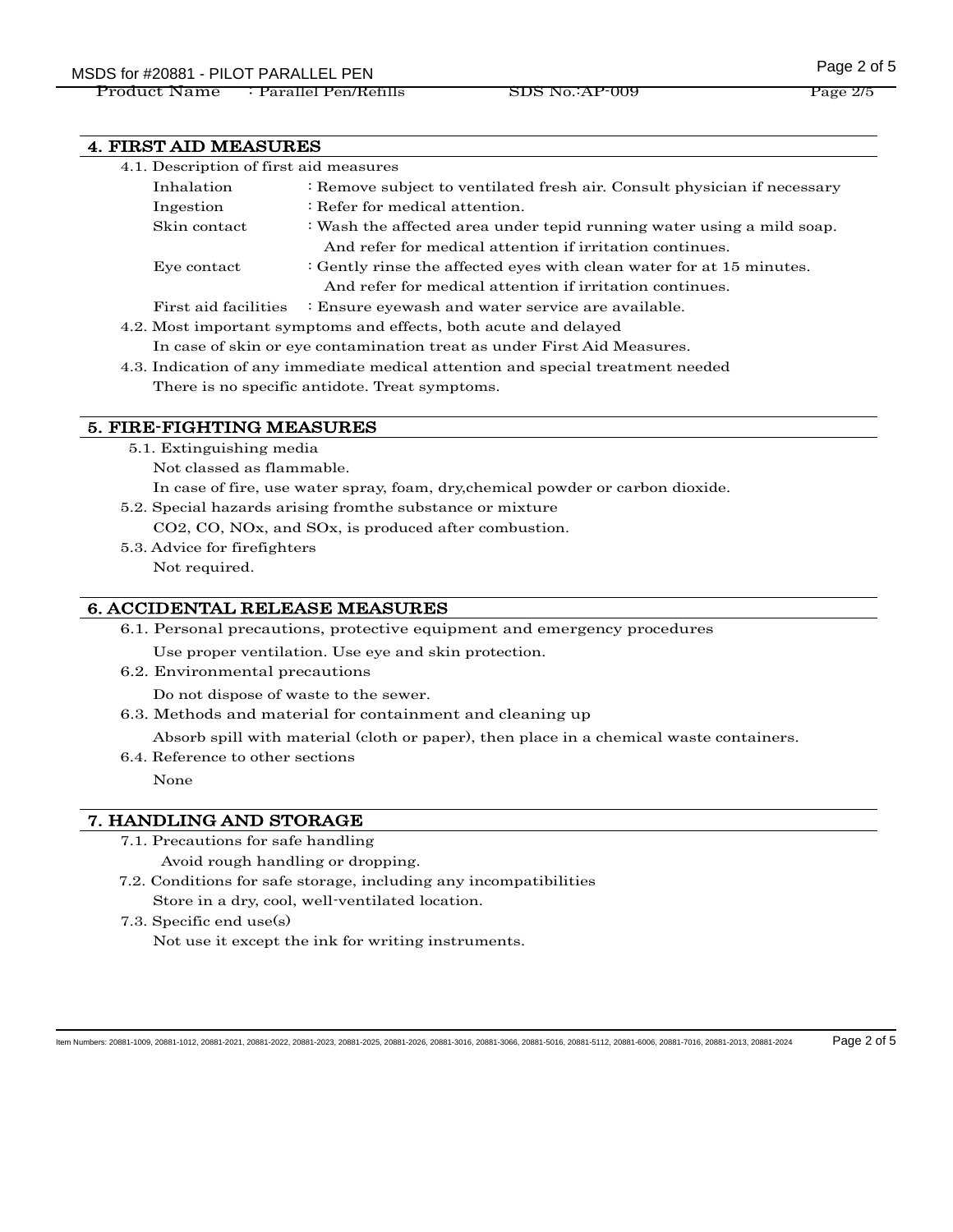## 4. FIRST AID MEASURES

4.1. Description of first aid measures

| | |
|---|---|
| Inhalation | : Remove subject to ventilated fresh air. Consult physician if necessary |
| Ingestion | : Refer for medical attention. |
| Skin contact | : Wash the affected area under tepid running water using a mild soap. And refer for medical attention if irritation continues. |
| Eye contact | : Gently rinse the affected eyes with clean water for at 15 minutes. And refer for medical attention if irritation continues. |
| First aid facilities | : Ensure eyewash and water service are available. |

4.2. Most important symptoms and effects, both acute and delayed

In case of skin or eye contamination treat as under First Aid Measures.

4.3. Indication of any immediate medical attention and special treatment needed

There is no specific antidote. Treat symptoms.

## 5. FIRE-FIGHTING MEASURES

5.1. Extinguishing media

Not classed as flammable.

In case of fire, use water spray, foam, dry,chemical powder or carbon dioxide.

5.2. Special hazards arising fromthe substance or mixture

$CO_2$, CO, $NO_x$, and $SO_x$, is produced after combustion.

5.3. Advice for firefighters

Not required.

## 6. ACCIDENTAL RELEASE MEASURES

6.1. Personal precautions, protective equipment and emergency procedures

Use proper ventilation. Use eye and skin protection.

6.2. Environmental precautions

Do not dispose of waste to the sewer.

6.3. Methods and material for containment and cleaning up

Absorb spill with material (cloth or paper), then place in a chemical waste containers.

6.4. Reference to other sections

None

## 7. HANDLING AND STORAGE

7.1. Precautions for safe handling

Avoid rough handling or dropping.

7.2. Conditions for safe storage, including any incompatibilities

Store in a dry, cool, well-ventilated location.

7.3. Specific end use(s)

Not use it except the ink for writing instruments.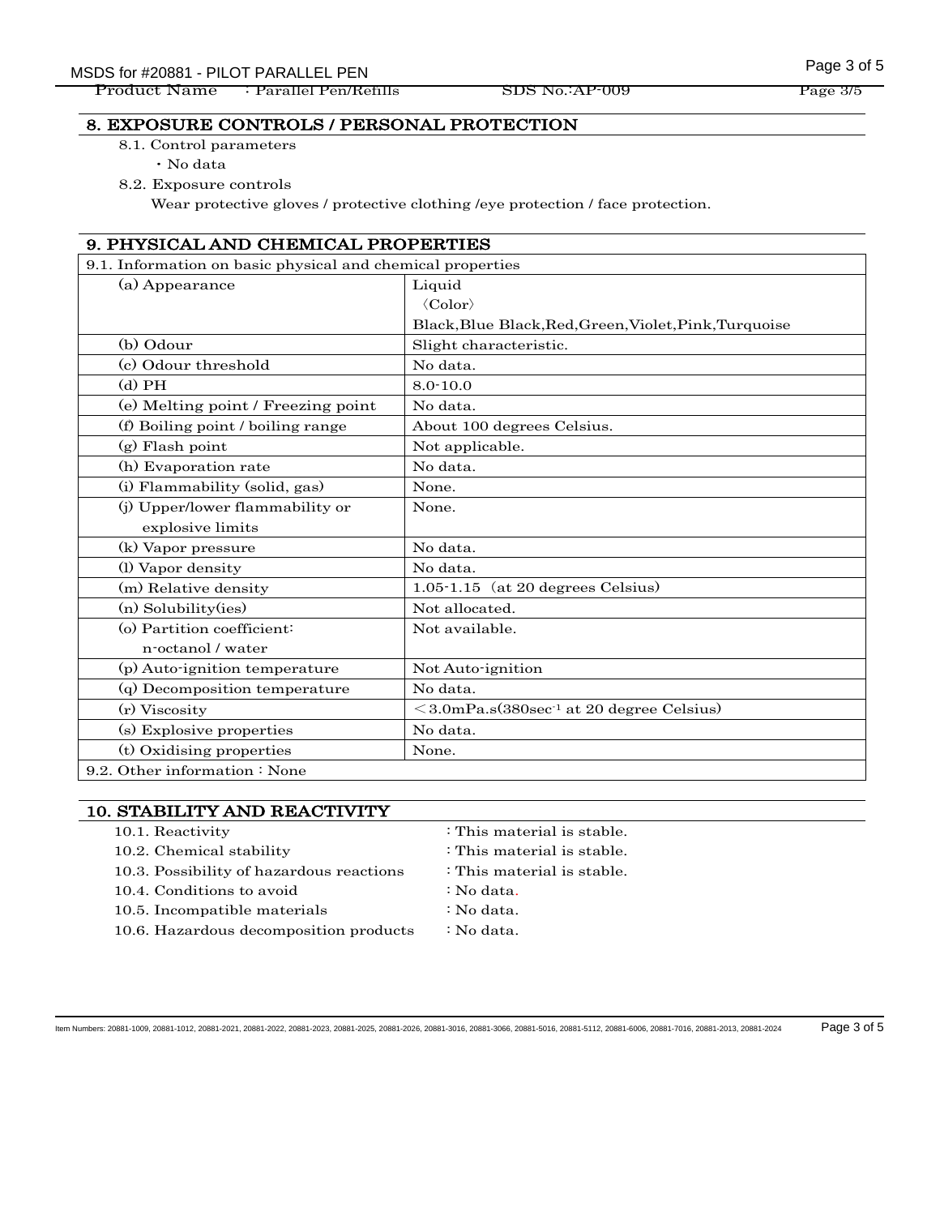## 8. EXPOSURE CONTROLS / PERSONAL PROTECTION

8.1. Control parameters

- No data

8.2. Exposure controls

Wear protective gloves / protective clothing /eye protection / face protection.

## 9. PHYSICAL AND CHEMICAL PROPERTIES

| 9.1. Information on basic physical and chemical properties | |
|---|---|
| (a) Appearance | Liquid<br>〈Color〉<br>Black,Blue Black,Red,Green,Violet,Pink,Turquoise |
| (b) Odour | Slight characteristic. |
| (c) Odour threshold | No data. |
| (d) PH | 8.0-10.0 |
| (e) Melting point / Freezing point | No data. |
| (f) Boiling point / boiling range | About 100 degrees Celsius. |
| (g) Flash point | Not applicable. |
| (h) Evaporation rate | No data. |
| (i) Flammability (solid, gas) | None. |
| (j) Upper/lower flammability or explosive limits | None. |
| (k) Vapor pressure | No data. |
| (l) Vapor density | No data. |
| (m) Relative density | 1.05-1.15 (at 20 degrees Celsius) |
| (n) Solubility(ies) | Not allocated. |
| (o) Partition coefficient: n-octanol / water | Not available. |
| (p) Auto-ignition temperature | Not Auto-ignition |
| (q) Decomposition temperature | No data. |
| (r) Viscosity | ＜3.0mPa.s(380$sec^{-1}$ at 20 degree Celsius) |
| (s) Explosive properties | No data. |
| (t) Oxidising properties | None. |
| 9.2. Other information : None | |

## 10. STABILITY AND REACTIVITY

| | |
|---|---|
| 10.1. Reactivity | : This material is stable. |
| 10.2. Chemical stability | : This material is stable. |
| 10.3. Possibility of hazardous reactions | : This material is stable. |
| 10.4. Conditions to avoid | : No data. |
| 10.5. Incompatible materials | : No data. |
| 10.6. Hazardous decomposition products | : No data. |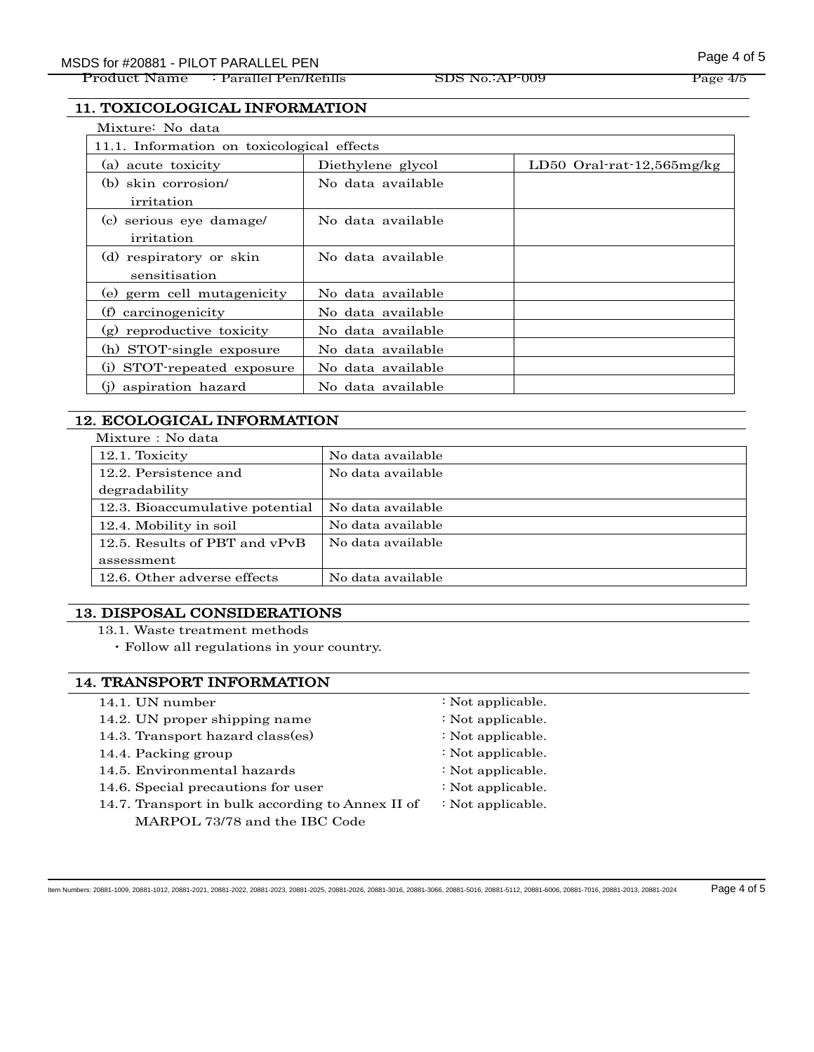## 11. TOXICOLOGICAL INFORMATION

Mixture: No data

| 11.1. Information on toxicological effects | | |
|---|---|---|
| (a) acute toxicity | Diethylene glycol | LD50 Oral-rat-12,565mg/kg |
| (b) skin corrosion/ irritation | No data available | |
| (c) serious eye damage/ irritation | No data available | |
| (d) respiratory or skin sensitisation | No data available | |
| (e) germ cell mutagenicity | No data available | |
| (f) carcinogenicity | No data available | |
| (g) reproductive toxicity | No data available | |
| (h) STOT-single exposure | No data available | |
| (i) STOT-repeated exposure | No data available | |
| (j) aspiration hazard | No data available | |

## 12. ECOLOGICAL INFORMATION

Mixture : No data

| | |
|---|---|
| 12.1. Toxicity | No data available |
| 12.2. Persistence and degradability | No data available |
| 12.3. Bioaccumulative potential | No data available |
| 12.4. Mobility in soil | No data available |
| 12.5. Results of PBT and vPvB assessment | No data available |
| 12.6. Other adverse effects | No data available |

## 13. DISPOSAL CONSIDERATIONS

13.1. Waste treatment methods

・Follow all regulations in your country.

## 14. TRANSPORT INFORMATION

| | |
|---|---|
| 14.1. UN number | : Not applicable. |
| 14.2. UN proper shipping name | : Not applicable. |
| 14.3. Transport hazard class(es) | : Not applicable. |
| 14.4. Packing group | : Not applicable. |
| 14.5. Environmental hazards | : Not applicable. |
| 14.6. Special precautions for user | : Not applicable. |
| 14.7. Transport in bulk according to Annex II of MARPOL 73/78 and the IBC Code | : Not applicable. |

Item Numbers: 20881-1009, 20881-1012, 20881-2021, 20881-2022, 20881-2023, 20881-2025, 20881-2026, 20881-3016, 20881-3066, 20881-5016, 20881-5112, 20881-6006, 20881-7016, 20881-2013, 20881-2024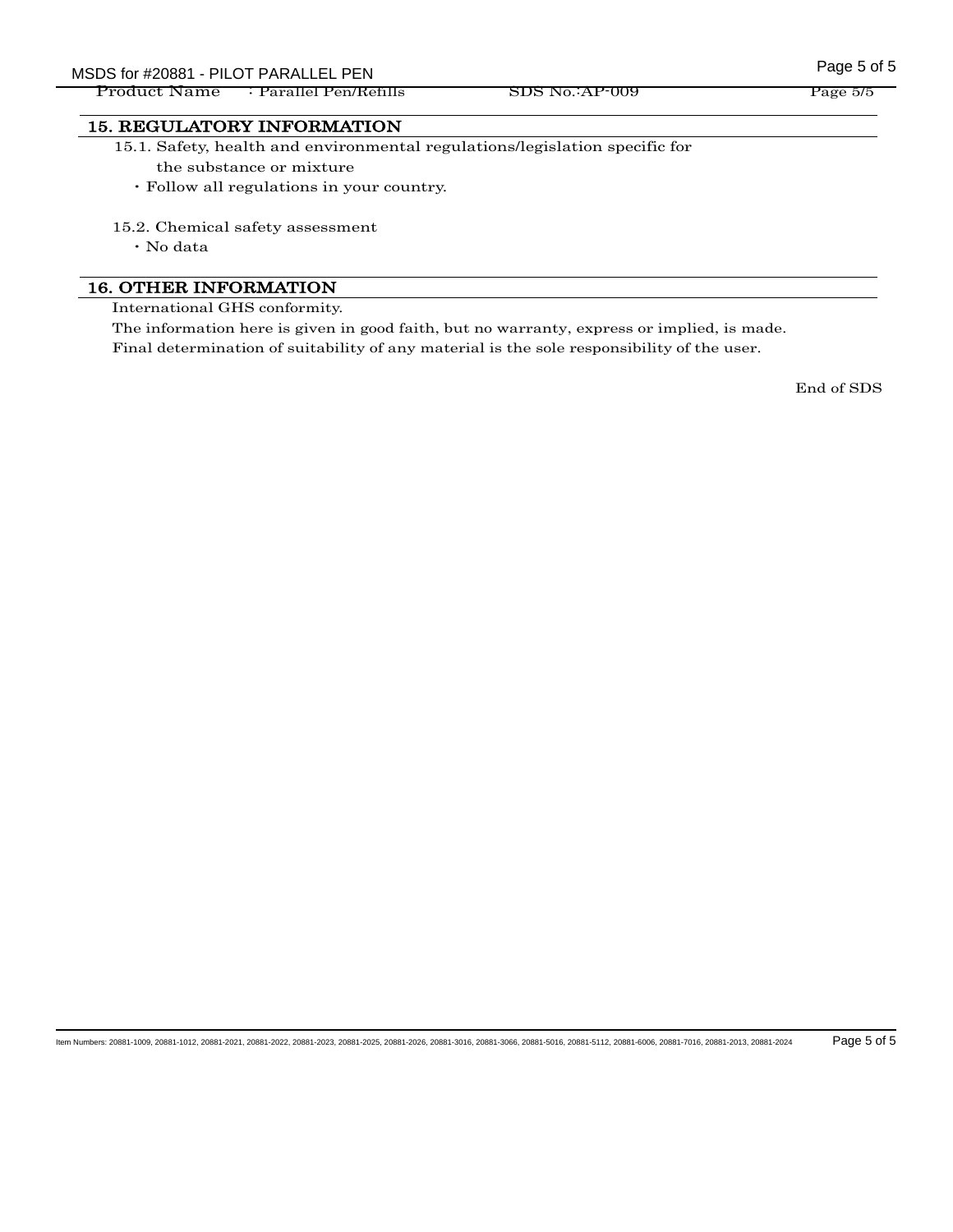## 15. REGULATORY INFORMATION

15.1. Safety, health and environmental regulations/legislation specific for the substance or mixture

- Follow all regulations in your country.

15.2. Chemical safety assessment

- No data

## 16. OTHER INFORMATION

International GHS conformity.

The information here is given in good faith, but no warranty, express or implied, is made.

Final determination of suitability of any material is the sole responsibility of the user.

End of SDS

Item Numbers: 20881-1009, 20881-1012, 20881-2021, 20881-2022, 20881-2023, 20881-2025, 20881-2026, 20881-3016, 20881-3066, 20881-5016, 20881-5112, 20881-6006, 20881-7016, 20881-2013, 20881-2024